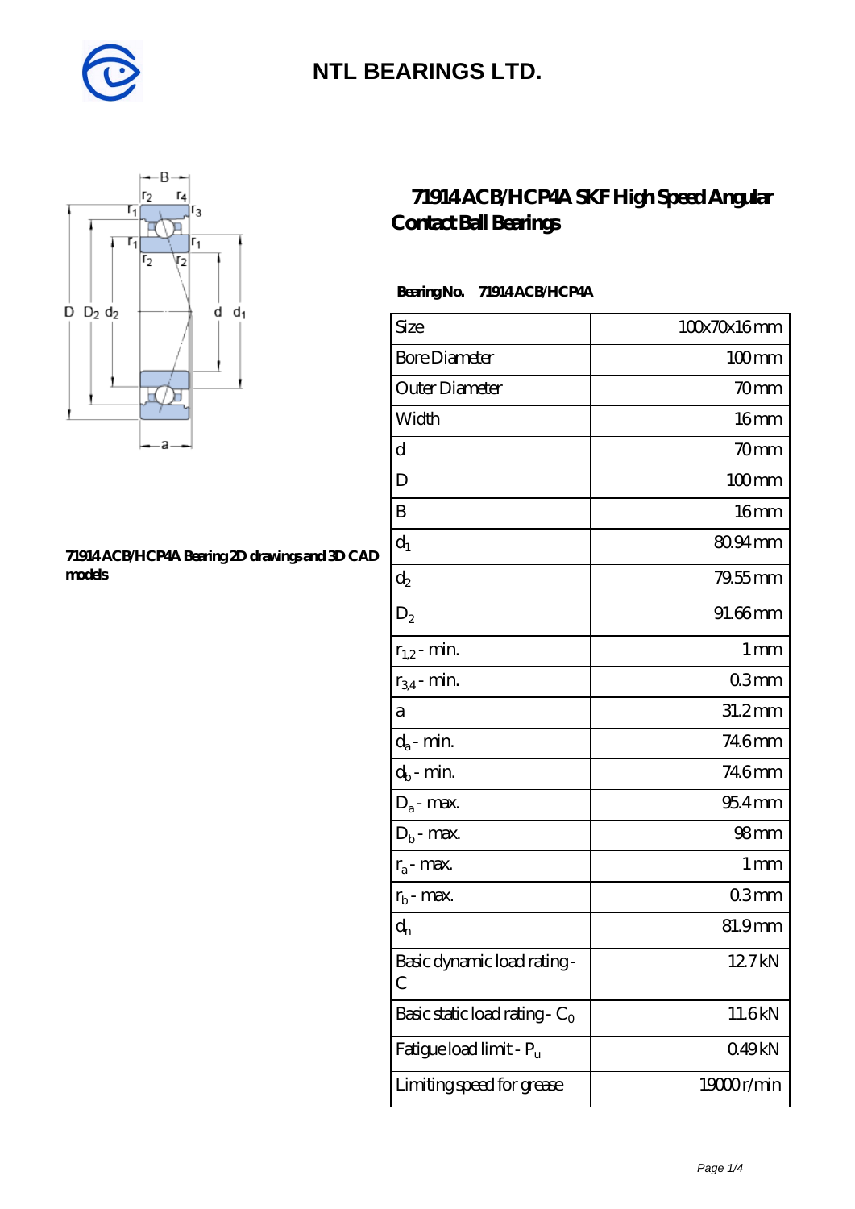# NTL BEARINGS LTD.

## 71914 ACB/HCP4A SKF High Speed Angular Contact Ball Bearings

71914 ACB/HCP4A Bearing 2D drawings and 3D CAD models

**Bearing No.** 71914 ACB/HCP4A

| | |
|---|---|
| Size | 100x70x16 mm |
| Bore Diameter | 100 mm |
| Outer Diameter | 70 mm |
| Width | 16 mm |
| d | 70 mm |
| D | 100 mm |
| B | 16 mm |
| $d_1$ | 80.94 mm |
| $d_2$ | 79.55 mm |
| $D_2$ | 91.66 mm |
| $r_{1,2}$ - min. | 1 mm |
| $r_{3,4}$ - min. | 0.3 mm |
| a | 31.2 mm |
| $d_a$ - min. | 74.6 mm |
| $d_b$ - min. | 74.6 mm |
| $D_a$ - max. | 95.4 mm |
| $D_b$ - max. | 98 mm |
| $r_a$ - max. | 1 mm |
| $r_b$ - max. | 0.3 mm |
| $d_n$ | 81.9 mm |
| Basic dynamic load rating - C | 12.7 kN |
| Basic static load rating - $C_0$ | 11.6 kN |
| Fatigue load limit - $P_u$ | 0.49 kN |
| Limiting speed for grease | 19000 r/min |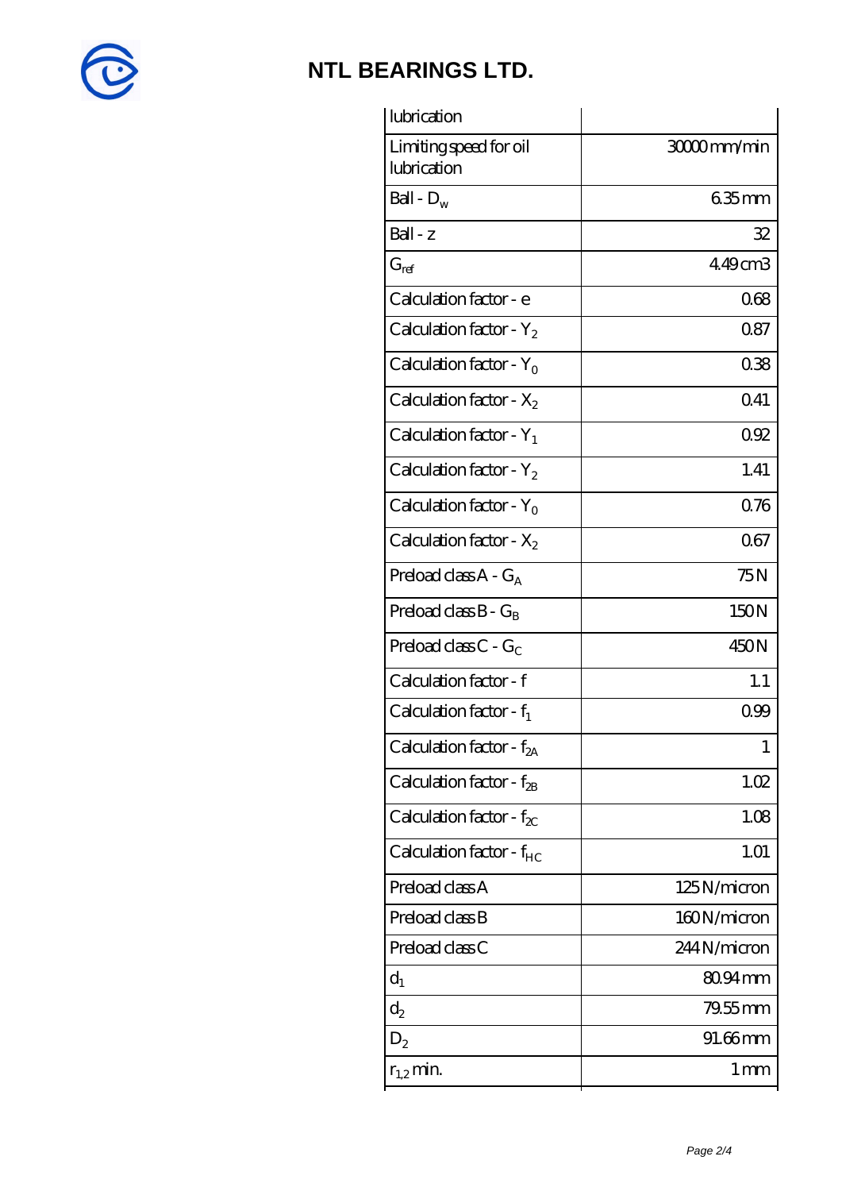| lubrication | |
|---|---|
| Limiting speed for oil lubrication | 30000 mm/min |
| Ball - $D_w$ | 6.35 mm |
| Ball - z | 32 |
| $G_{ref}$ | 4.49 cm3 |
| Calculation factor - e | 0.68 |
| Calculation factor - $Y_2$ | 0.87 |
| Calculation factor - $Y_0$ | 0.38 |
| Calculation factor - $X_2$ | 0.41 |
| Calculation factor - $Y_1$ | 0.92 |
| Calculation factor - $Y_2$ | 1.41 |
| Calculation factor - $Y_0$ | 0.76 |
| Calculation factor - $X_2$ | 0.67 |
| Preload class A - $G_A$ | 75 N |
| Preload class B - $G_B$ | 150 N |
| Preload class C - $G_C$ | 450 N |
| Calculation factor - f | 1.1 |
| Calculation factor - $f_1$ | 0.99 |
| Calculation factor - $f_{2A}$ | 1 |
| Calculation factor - $f_{2B}$ | 1.02 |
| Calculation factor - $f_{2C}$ | 1.08 |
| Calculation factor - $f_{HC}$ | 1.01 |
| Preload class A | 125 N/micron |
| Preload class B | 160 N/micron |
| Preload class C | 244 N/micron |
| $d_1$ | 80.94 mm |
| $d_2$ | 79.55 mm |
| $D_2$ | 91.66 mm |
| $r_{1,2}$ min. | 1 mm |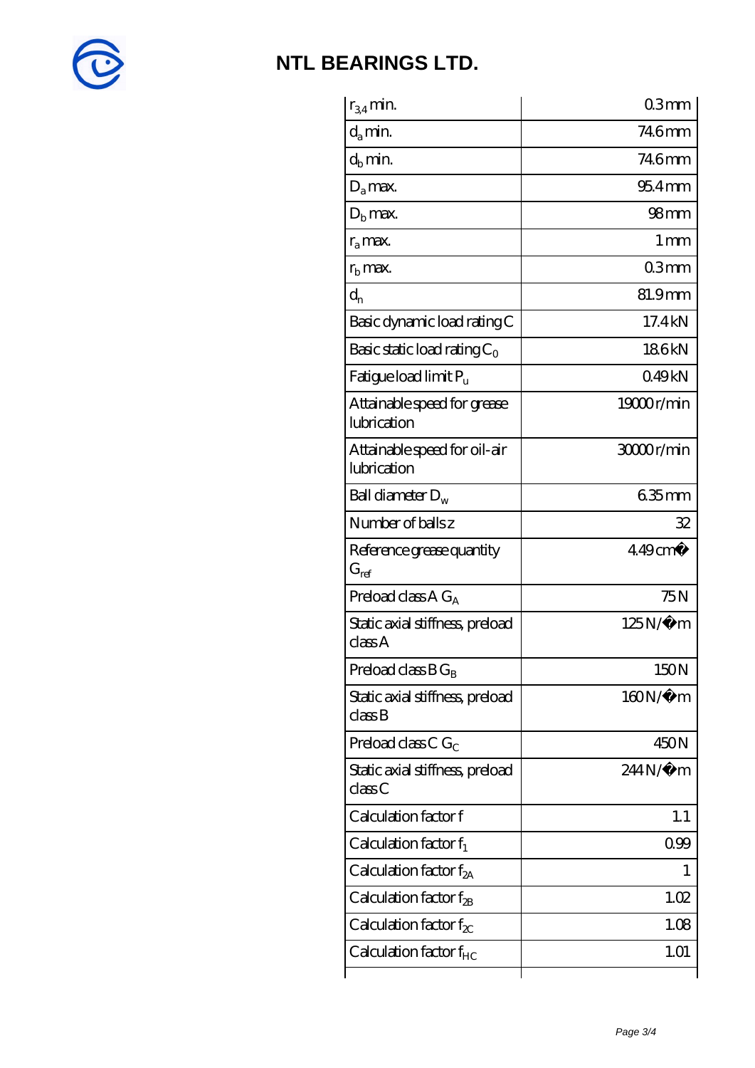# NTL BEARINGS LTD.

| | |
|---|---|
| $r_{3,4}$ min. | 0.3 mm |
| $d_a$ min. | 74.6 mm |
| $d_b$ min. | 74.6 mm |
| $D_a$ max. | 95.4 mm |
| $D_b$ max. | 98 mm |
| $r_a$ max. | 1 mm |
| $r_b$ max. | 0.3 mm |
| $d_n$ | 81.9 mm |
| Basic dynamic load rating C | 17.4 kN |
| Basic static load rating $C_0$ | 18.6 kN |
| Fatigue load limit $P_u$ | 0.49 kN |
| Attainable speed for grease lubrication | 19000 r/min |
| Attainable speed for oil-air lubrication | 30000 r/min |
| Ball diameter $D_w$ | 6.35 mm |
| Number of balls z | 32 |
| Reference grease quantity $G_{ref}$ | 4.49 cm� |
| Preload class A $G_A$ | 75 N |
| Static axial stiffness, preload class A | 125 N/�m |
| Preload class B $G_B$ | 150 N |
| Static axial stiffness, preload class B | 160 N/�m |
| Preload class C $G_C$ | 450 N |
| Static axial stiffness, preload class C | 244 N/�m |
| Calculation factor f | 1.1 |
| Calculation factor $f_1$ | 0.99 |
| Calculation factor $f_{2A}$ | 1 |
| Calculation factor $f_{2B}$ | 1.02 |
| Calculation factor $f_{2C}$ | 1.08 |
| Calculation factor $f_{HC}$ | 1.01 |
| | |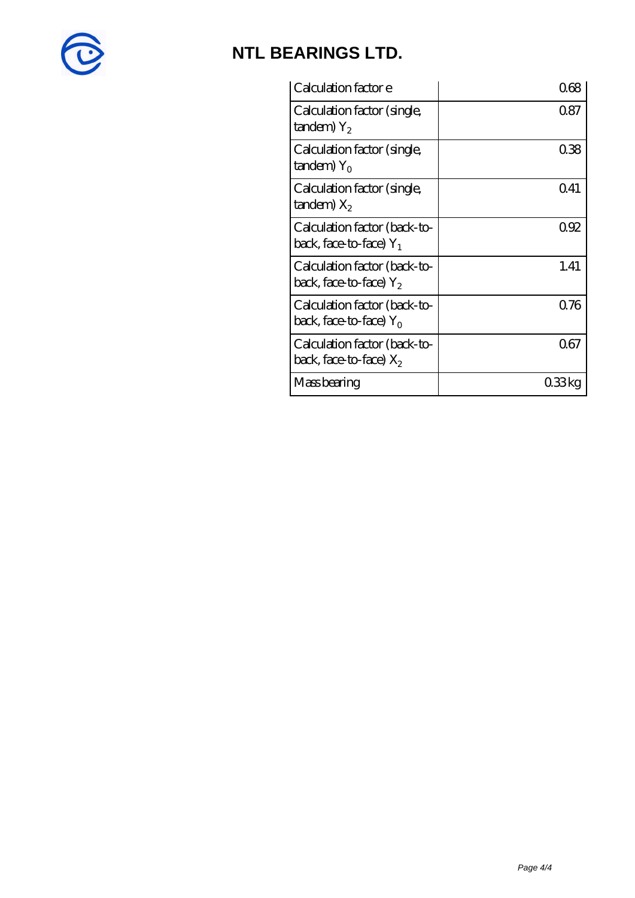# NTL BEARINGS LTD.

| | |
|---|---|
| Calculation factor e | 0.68 |
| Calculation factor (single, tandem) $Y_2$ | 0.87 |
| Calculation factor (single, tandem) $Y_0$ | 0.38 |
| Calculation factor (single, tandem) $X_2$ | 0.41 |
| Calculation factor (back-to-back, face-to-face) $Y_1$ | 0.92 |
| Calculation factor (back-to-back, face-to-face) $Y_2$ | 1.41 |
| Calculation factor (back-to-back, face-to-face) $Y_0$ | 0.76 |
| Calculation factor (back-to-back, face-to-face) $X_2$ | 0.67 |
| Mass bearing | 0.33 kg |